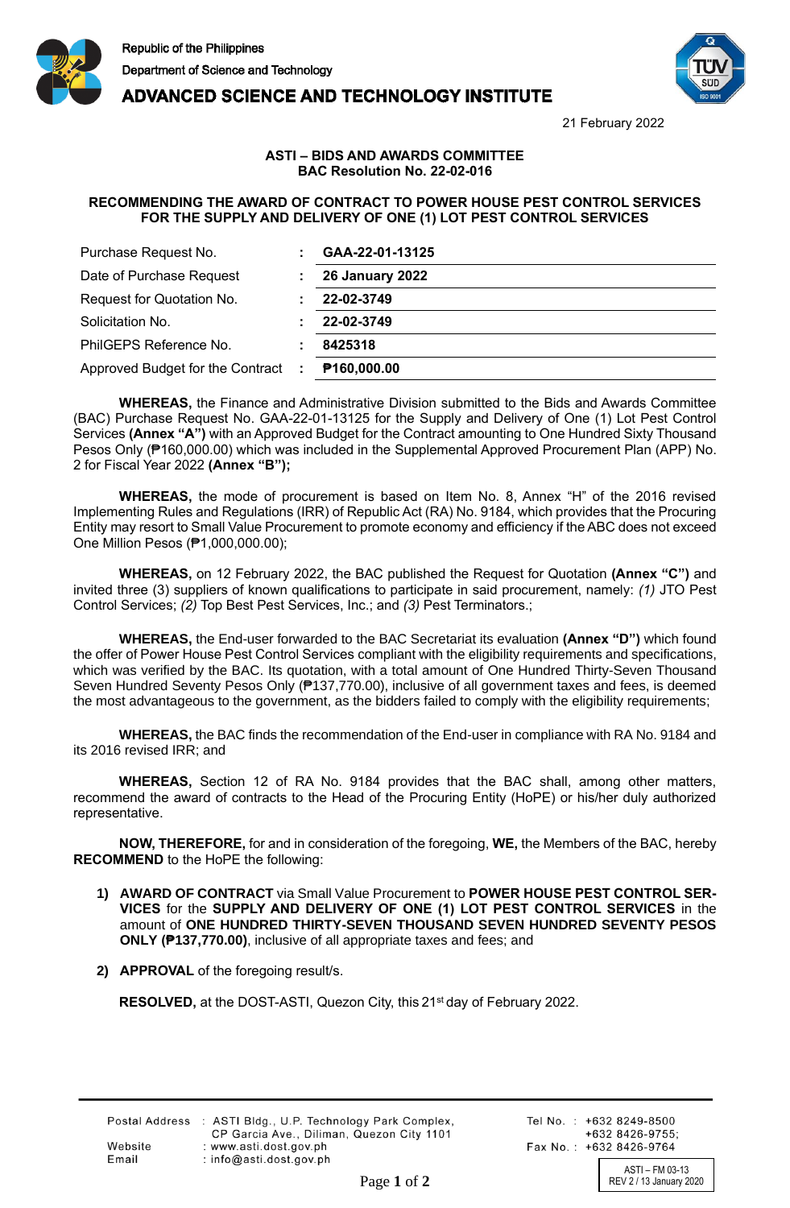Republic of the Philippines
Department of Science and Technology

**ADVANCED SCIENCE AND TECHNOLOGY INSTITUTE**

21 February 2022

**ASTI – BIDS AND AWARDS COMMITTEE**
**BAC Resolution No. 22-02-016**

**RECOMMENDING THE AWARD OF CONTRACT TO POWER HOUSE PEST CONTROL SERVICES FOR THE SUPPLY AND DELIVERY OF ONE (1) LOT PEST CONTROL SERVICES**

| | | |
|---|---|---|
| Purchase Request No. | : | **GAA-22-01-13125** |
| Date of Purchase Request | : | **26 January 2022** |
| Request for Quotation No. | : | **22-02-3749** |
| Solicitation No. | : | **22-02-3749** |
| PhilGEPS Reference No. | : | **8425318** |
| Approved Budget for the Contract | : | **₱160,000.00** |

**WHEREAS,** the Finance and Administrative Division submitted to the Bids and Awards Committee (BAC) Purchase Request No. GAA-22-01-13125 for the Supply and Delivery of One (1) Lot Pest Control Services **(Annex "A")** with an Approved Budget for the Contract amounting to One Hundred Sixty Thousand Pesos Only (₱160,000.00) which was included in the Supplemental Approved Procurement Plan (APP) No. 2 for Fiscal Year 2022 **(Annex "B");**

**WHEREAS,** the mode of procurement is based on Item No. 8, Annex "H" of the 2016 revised Implementing Rules and Regulations (IRR) of Republic Act (RA) No. 9184, which provides that the Procuring Entity may resort to Small Value Procurement to promote economy and efficiency if the ABC does not exceed One Million Pesos (₱1,000,000.00);

**WHEREAS,** on 12 February 2022, the BAC published the Request for Quotation **(Annex "C")** and invited three (3) suppliers of known qualifications to participate in said procurement, namely: *(1)* JTO Pest Control Services; *(2)* Top Best Pest Services, Inc.; and *(3)* Pest Terminators.;

**WHEREAS,** the End-user forwarded to the BAC Secretariat its evaluation **(Annex "D")** which found the offer of Power House Pest Control Services compliant with the eligibility requirements and specifications, which was verified by the BAC. Its quotation, with a total amount of One Hundred Thirty-Seven Thousand Seven Hundred Seventy Pesos Only (₱137,770.00), inclusive of all government taxes and fees, is deemed the most advantageous to the government, as the bidders failed to comply with the eligibility requirements;

**WHEREAS,** the BAC finds the recommendation of the End-user in compliance with RA No. 9184 and its 2016 revised IRR; and

**WHEREAS,** Section 12 of RA No. 9184 provides that the BAC shall, among other matters, recommend the award of contracts to the Head of the Procuring Entity (HoPE) or his/her duly authorized representative.

**NOW, THEREFORE,** for and in consideration of the foregoing, **WE,** the Members of the BAC, hereby **RECOMMEND** to the HoPE the following:

1) **AWARD OF CONTRACT** via Small Value Procurement to **POWER HOUSE PEST CONTROL SERVICES** for the **SUPPLY AND DELIVERY OF ONE (1) LOT PEST CONTROL SERVICES** in the amount of **ONE HUNDRED THIRTY-SEVEN THOUSAND SEVEN HUNDRED SEVENTY PESOS ONLY (₱137,770.00)**, inclusive of all appropriate taxes and fees; and

2) **APPROVAL** of the foregoing result/s.

**RESOLVED,** at the DOST-ASTI, Quezon City, this 21st day of February 2022.

| | | | | |
|---|---|---|---|---|
| Postal Address | : ASTI Bldg., U.P. Technology Park Complex, CP Garcia Ave., Diliman, Quezon City 1101 | | Tel No. : | +632 8249-8500 +632 8426-9755; |
| Website | : www.asti.dost.gov.ph | | Fax No. : | +632 8426-9764 |
| Email | : info@asti.dost.gov.ph | | | |

ASTI – FM 03-13
REV 2 / 13 January 2020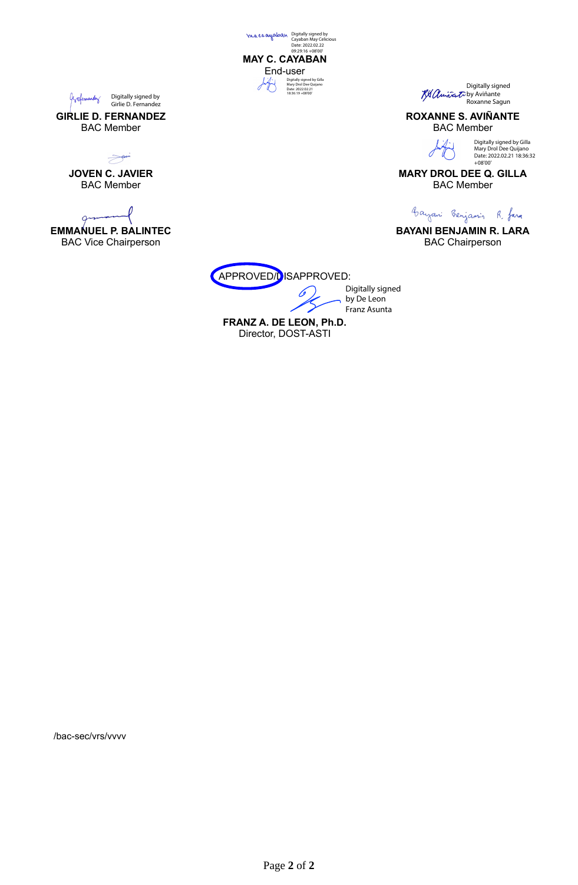Digitally signed by Cayaban May Celicious
Date: 2022.02.22 09:29:16 +08'00'

**MAY C. CAYABAN**
End-user

Digitally signed by Gilla Mary Drol Dee Quijano
Date: 2022.02.21 18:36:19 +08'00'

Digitally signed by Girlie D. Fernandez

**GIRLIE D. FERNANDEZ**
BAC Member

Digitally signed by Aviñante Roxanne Sagun

**ROXANNE S. AVIÑANTE**
BAC Member

**JOVEN C. JAVIER**
BAC Member

Digitally signed by Gilla Mary Drol Dee Quijano
Date: 2022.02.21 18:36:32 +08'00'

**MARY DROL DEE Q. GILLA**
BAC Member

**EMMANUEL P. BALINTEC**
BAC Vice Chairperson

**BAYANI BENJAMIN R. LARA**
BAC Chairperson

APPROVED/DISAPPROVED:

Digitally signed by De Leon Franz Asunta

**FRANZ A. DE LEON, Ph.D.**
Director, DOST-ASTI

/bac-sec/vrs/vvvv